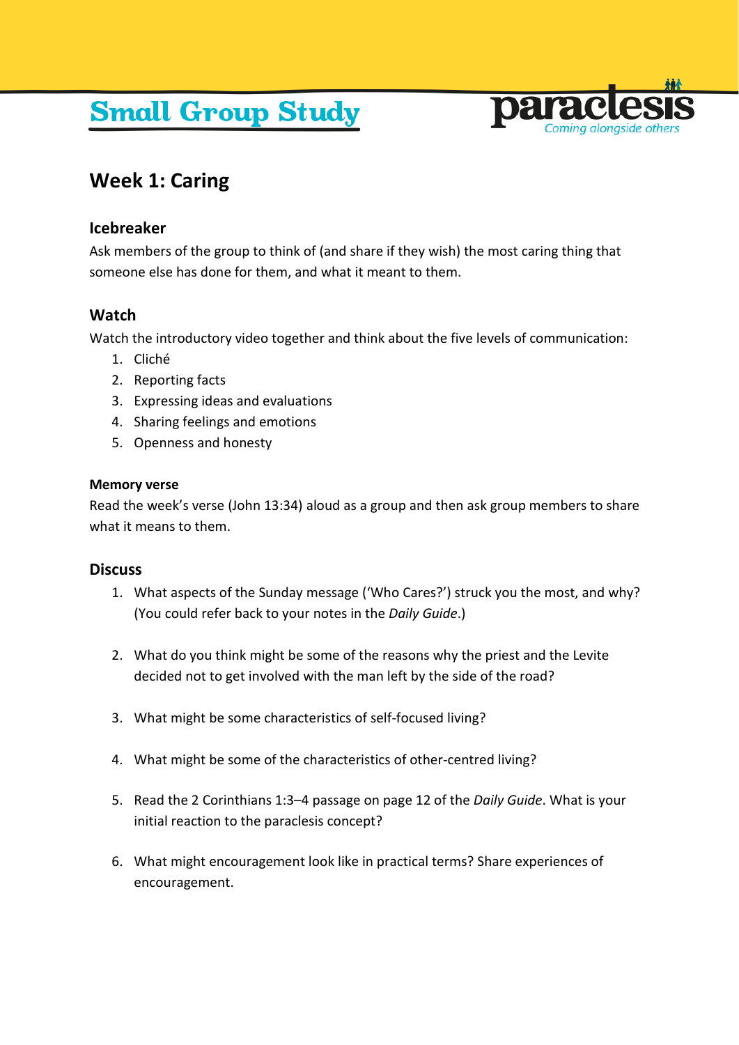# Small Group Study

paraclesis
*Coming alongside others*

## Week 1: Caring

### Icebreaker

Ask members of the group to think of (and share if they wish) the most caring thing that someone else has done for them, and what it meant to them.

### Watch

Watch the introductory video together and think about the five levels of communication:

1. Cliché
2. Reporting facts
3. Expressing ideas and evaluations
4. Sharing feelings and emotions
5. Openness and honesty

**Memory verse**

Read the week's verse (John 13:34) aloud as a group and then ask group members to share what it means to them.

### Discuss

1. What aspects of the Sunday message ('Who Cares?') struck you the most, and why? (You could refer back to your notes in the *Daily Guide*.)

2. What do you think might be some of the reasons why the priest and the Levite decided not to get involved with the man left by the side of the road?

3. What might be some characteristics of self-focused living?

4. What might be some of the characteristics of other-centred living?

5. Read the 2 Corinthians 1:3–4 passage on page 12 of the *Daily Guide*. What is your initial reaction to the paraclesis concept?

6. What might encouragement look like in practical terms? Share experiences of encouragement.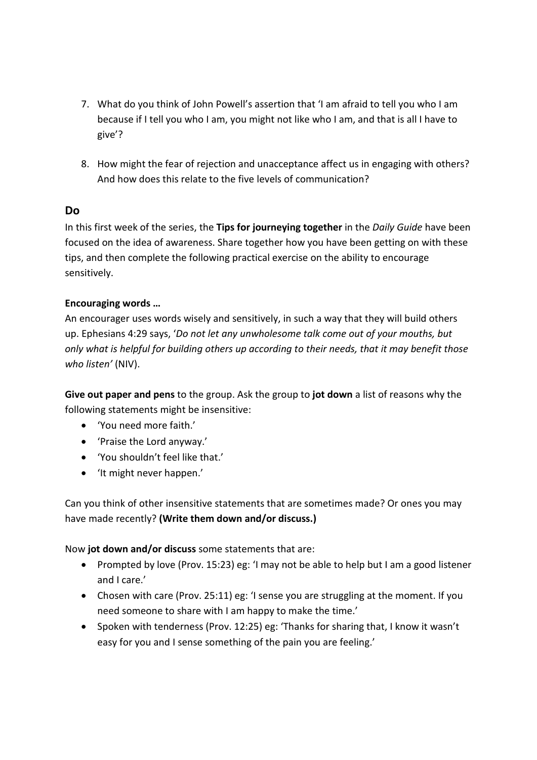7. What do you think of John Powell's assertion that 'I am afraid to tell you who I am because if I tell you who I am, you might not like who I am, and that is all I have to give'?

8. How might the fear of rejection and unacceptance affect us in engaging with others? And how does this relate to the five levels of communication?

## Do

In this first week of the series, the **Tips for journeying together** in the *Daily Guide* have been focused on the idea of awareness. Share together how you have been getting on with these tips, and then complete the following practical exercise on the ability to encourage sensitively.

**Encouraging words …**

An encourager uses words wisely and sensitively, in such a way that they will build others up. Ephesians 4:29 says, '*Do not let any unwholesome talk come out of your mouths, but only what is helpful for building others up according to their needs, that it may benefit those who listen'* (NIV).

**Give out paper and pens** to the group. Ask the group to **jot down** a list of reasons why the following statements might be insensitive:

- 'You need more faith.'
- 'Praise the Lord anyway.'
- 'You shouldn't feel like that.'
- 'It might never happen.'

Can you think of other insensitive statements that are sometimes made? Or ones you may have made recently? **(Write them down and/or discuss.)**

Now **jot down and/or discuss** some statements that are:

- Prompted by love (Prov. 15:23) eg: 'I may not be able to help but I am a good listener and I care.'
- Chosen with care (Prov. 25:11) eg: 'I sense you are struggling at the moment. If you need someone to share with I am happy to make the time.'
- Spoken with tenderness (Prov. 12:25) eg: 'Thanks for sharing that, I know it wasn't easy for you and I sense something of the pain you are feeling.'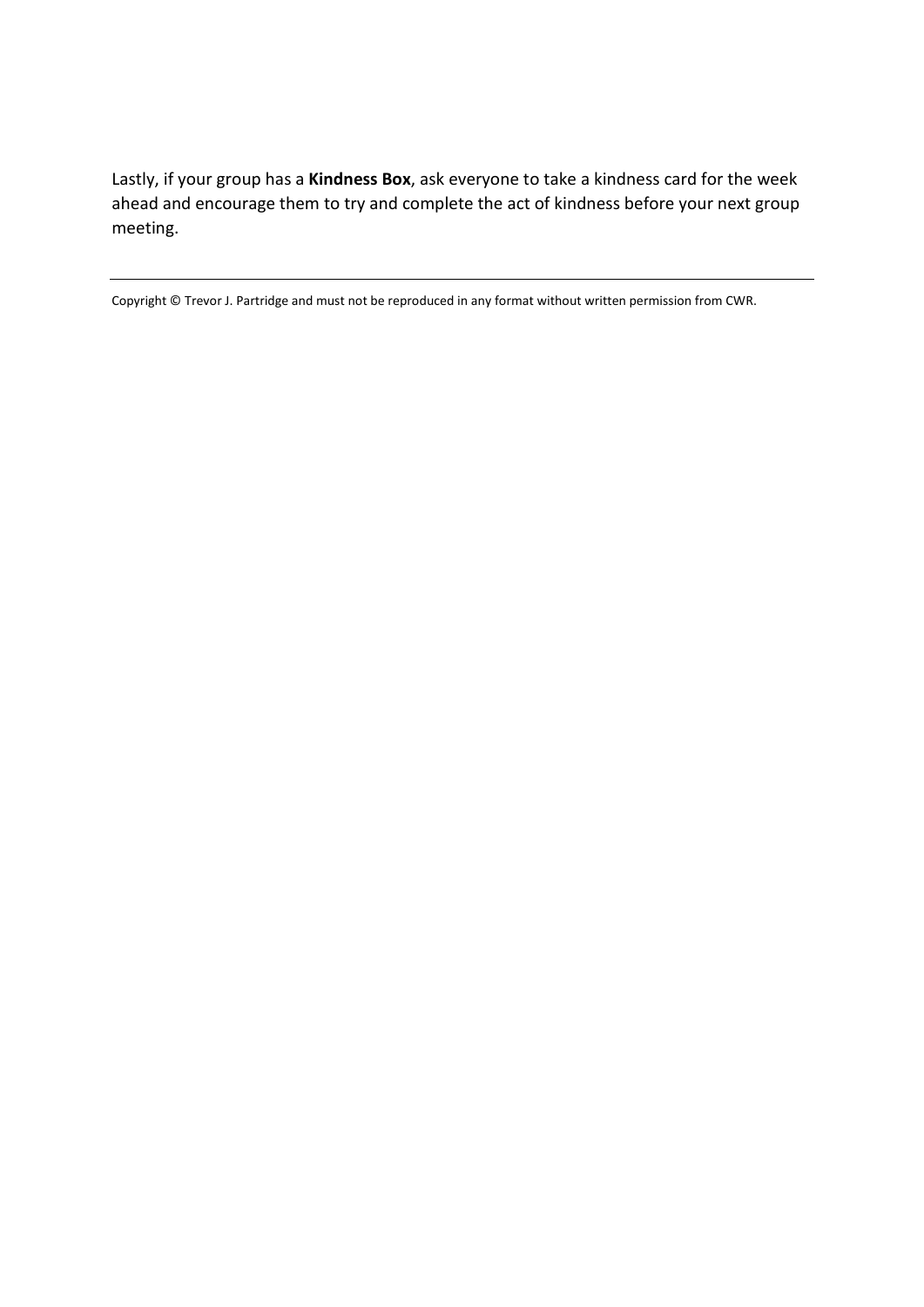Lastly, if your group has a **Kindness Box**, ask everyone to take a kindness card for the week ahead and encourage them to try and complete the act of kindness before your next group meeting.

---

Copyright © Trevor J. Partridge and must not be reproduced in any format without written permission from CWR.